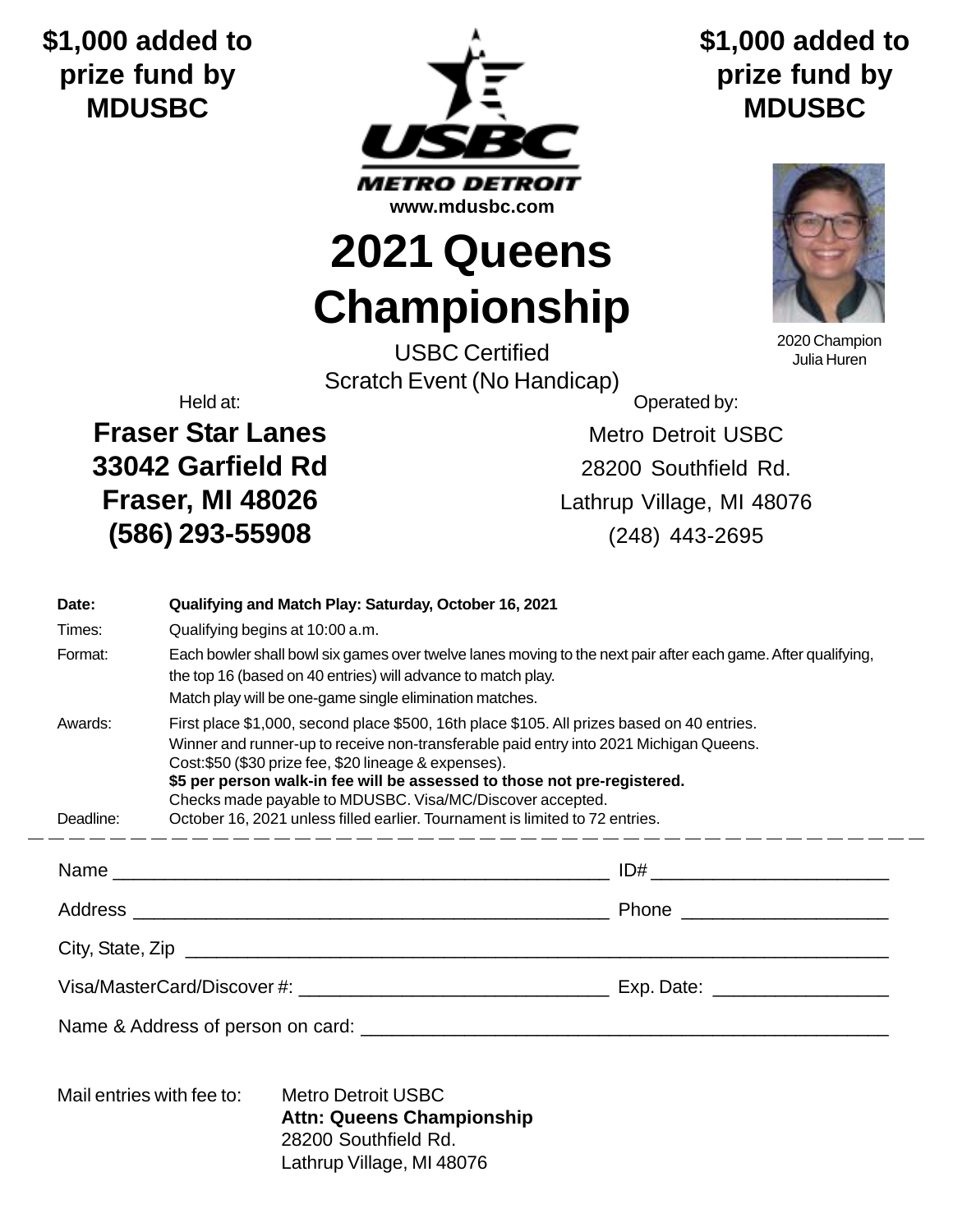**$1,000 added to prize fund by MDUSBC**

**$1,000 added to prize fund by MDUSBC**

USBC METRO DETROIT

**www.mdusbc.com**

# 2021 Queens Championship

USBC Certified
Scratch Event (No Handicap)

2020 Champion
Julia Huren

Held at:

**Fraser Star Lanes**
**33042 Garfield Rd**
**Fraser, MI 48026**
**(586) 293-55908**

Operated by:

Metro Detroit USBC
28200 Southfield Rd.
Lathrup Village, MI 48076
(248) 443-2695

| | |
|---|---|
| **Date:** | **Qualifying and Match Play: Saturday, October 16, 2021** |
| Times: | Qualifying begins at 10:00 a.m. |
| Format: | Each bowler shall bowl six games over twelve lanes moving to the next pair after each game. After qualifying, the top 16 (based on 40 entries) will advance to match play. Match play will be one-game single elimination matches. |
| Awards: | First place $1,000, second place $500, 16th place $105. All prizes based on 40 entries. Winner and runner-up to receive non-transferable paid entry into 2021 Michigan Queens. Cost:$50 ($30 prize fee, $20 lineage & expenses). **$5 per person walk-in fee will be assessed to those not pre-registered.** Checks made payable to MDUSBC. Visa/MC/Discover accepted. |
| Deadline: | October 16, 2021 unless filled earlier. Tournament is limited to 72 entries. |

---

Name ______________________________________________ ID# ______________________

Address ____________________________________________ Phone ___________________

City, State, Zip ______________________________________________________________

Visa/MasterCard/Discover #: ____________________________ Exp. Date: ________________

Name & Address of person on card: _____________________________________________

Mail entries with fee to:

Metro Detroit USBC
**Attn: Queens Championship**
28200 Southfield Rd.
Lathrup Village, MI 48076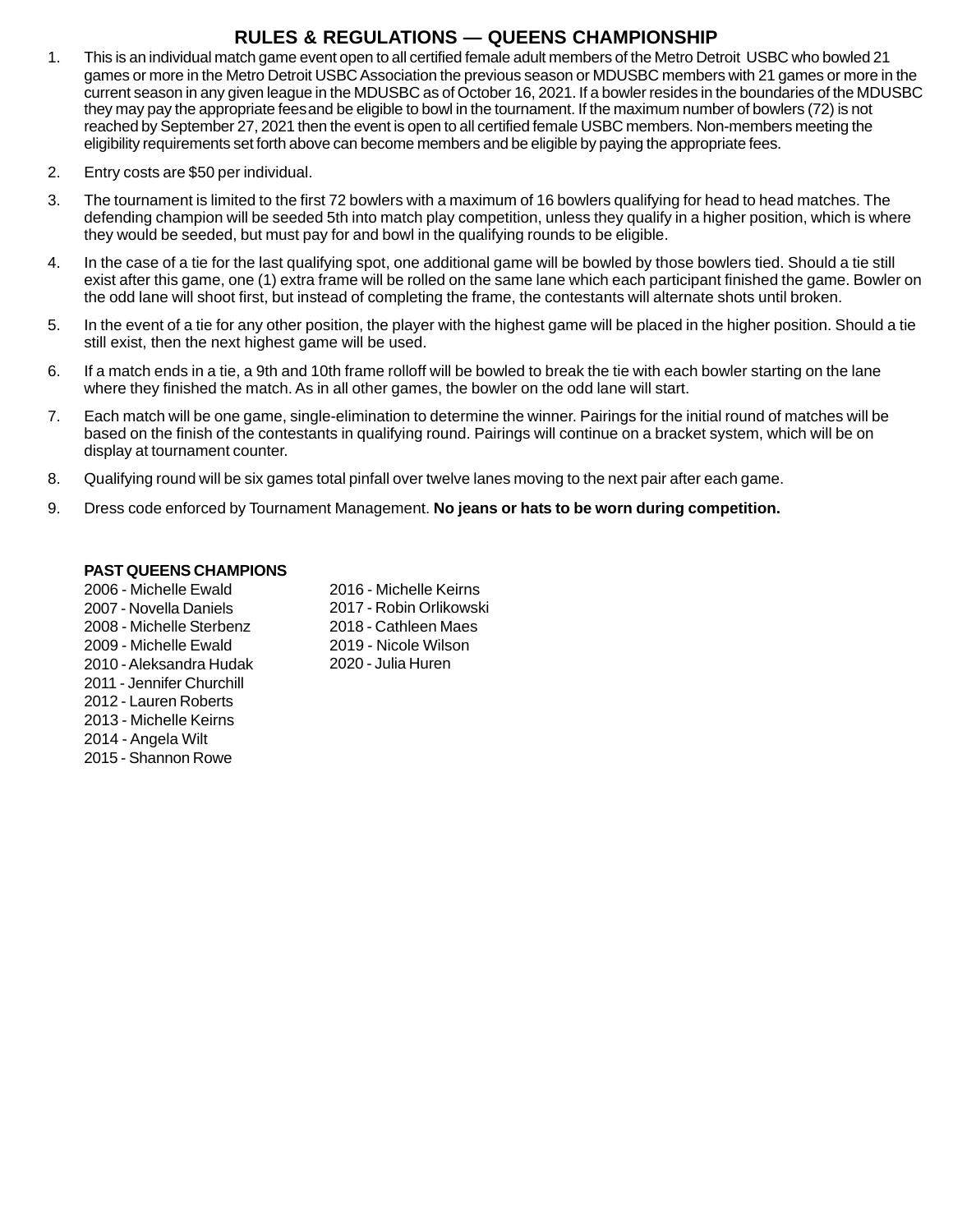# RULES & REGULATIONS — QUEENS CHAMPIONSHIP

1. This is an individual match game event open to all certified female adult members of the Metro Detroit USBC who bowled 21 games or more in the Metro Detroit USBC Association the previous season or MDUSBC members with 21 games or more in the current season in any given league in the MDUSBC as of October 16, 2021. If a bowler resides in the boundaries of the MDUSBC they may pay the appropriate fees and be eligible to bowl in the tournament. If the maximum number of bowlers (72) is not reached by September 27, 2021 then the event is open to all certified female USBC members. Non-members meeting the eligibility requirements set forth above can become members and be eligible by paying the appropriate fees.
2. Entry costs are $50 per individual.
3. The tournament is limited to the first 72 bowlers with a maximum of 16 bowlers qualifying for head to head matches. The defending champion will be seeded 5th into match play competition, unless they qualify in a higher position, which is where they would be seeded, but must pay for and bowl in the qualifying rounds to be eligible.
4. In the case of a tie for the last qualifying spot, one additional game will be bowled by those bowlers tied. Should a tie still exist after this game, one (1) extra frame will be rolled on the same lane which each participant finished the game. Bowler on the odd lane will shoot first, but instead of completing the frame, the contestants will alternate shots until broken.
5. In the event of a tie for any other position, the player with the highest game will be placed in the higher position. Should a tie still exist, then the next highest game will be used.
6. If a match ends in a tie, a 9th and 10th frame rolloff will be bowled to break the tie with each bowler starting on the lane where they finished the match. As in all other games, the bowler on the odd lane will start.
7. Each match will be one game, single-elimination to determine the winner. Pairings for the initial round of matches will be based on the finish of the contestants in qualifying round. Pairings will continue on a bracket system, which will be on display at tournament counter.
8. Qualifying round will be six games total pinfall over twelve lanes moving to the next pair after each game.
9. Dress code enforced by Tournament Management. **No jeans or hats to be worn during competition.**

**PAST QUEENS CHAMPIONS**

2006 - Michelle Ewald
2007 - Novella Daniels
2008 - Michelle Sterbenz
2009 - Michelle Ewald
2010 - Aleksandra Hudak
2011 - Jennifer Churchill
2012 - Lauren Roberts
2013 - Michelle Keirns
2014 - Angela Wilt
2015 - Shannon Rowe
2016 - Michelle Keirns
2017 - Robin Orlikowski
2018 - Cathleen Maes
2019 - Nicole Wilson
2020 - Julia Huren